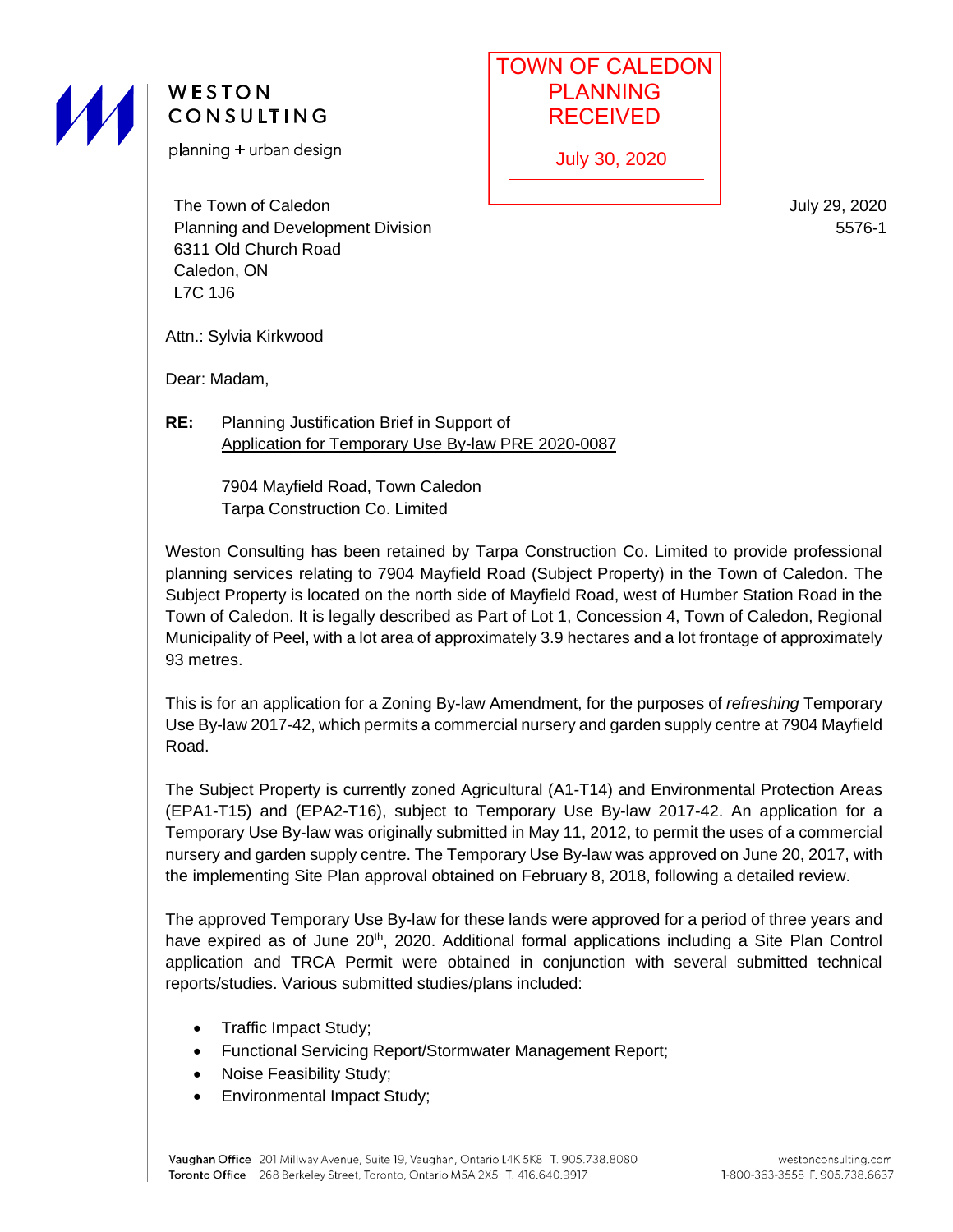**WESTON CONSULTING**

planning + urban design

TOWN OF CALEDON
PLANNING
RECEIVED

July 30, 2020

The Town of Caledon
Planning and Development Division
6311 Old Church Road
Caledon, ON
L7C 1J6

July 29, 2020
5576-1

Attn.: Sylvia Kirkwood

Dear: Madam,

**RE:** Planning Justification Brief in Support of Application for Temporary Use By-law PRE 2020-0087

7904 Mayfield Road, Town Caledon
Tarpa Construction Co. Limited

Weston Consulting has been retained by Tarpa Construction Co. Limited to provide professional planning services relating to 7904 Mayfield Road (Subject Property) in the Town of Caledon. The Subject Property is located on the north side of Mayfield Road, west of Humber Station Road in the Town of Caledon. It is legally described as Part of Lot 1, Concession 4, Town of Caledon, Regional Municipality of Peel, with a lot area of approximately 3.9 hectares and a lot frontage of approximately 93 metres.

This is for an application for a Zoning By-law Amendment, for the purposes of *refreshing* Temporary Use By-law 2017-42, which permits a commercial nursery and garden supply centre at 7904 Mayfield Road.

The Subject Property is currently zoned Agricultural (A1-T14) and Environmental Protection Areas (EPA1-T15) and (EPA2-T16), subject to Temporary Use By-law 2017-42. An application for a Temporary Use By-law was originally submitted in May 11, 2012, to permit the uses of a commercial nursery and garden supply centre. The Temporary Use By-law was approved on June 20, 2017, with the implementing Site Plan approval obtained on February 8, 2018, following a detailed review.

The approved Temporary Use By-law for these lands were approved for a period of three years and have expired as of June 20th, 2020. Additional formal applications including a Site Plan Control application and TRCA Permit were obtained in conjunction with several submitted technical reports/studies. Various submitted studies/plans included:

- Traffic Impact Study;
- Functional Servicing Report/Stormwater Management Report;
- Noise Feasibility Study;
- Environmental Impact Study;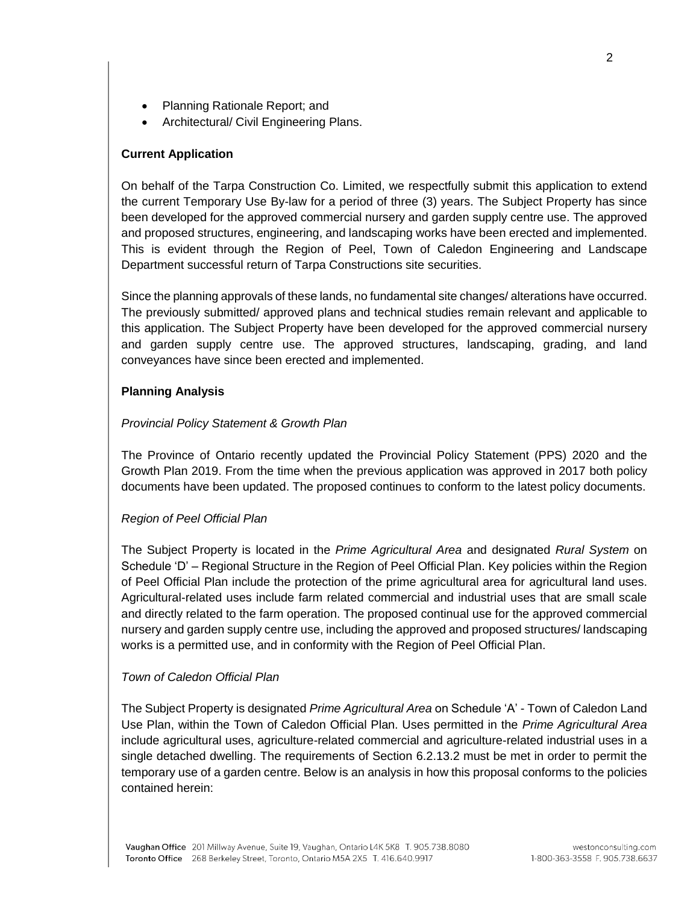- Planning Rationale Report; and
- Architectural/ Civil Engineering Plans.

**Current Application**

On behalf of the Tarpa Construction Co. Limited, we respectfully submit this application to extend the current Temporary Use By-law for a period of three (3) years. The Subject Property has since been developed for the approved commercial nursery and garden supply centre use. The approved and proposed structures, engineering, and landscaping works have been erected and implemented. This is evident through the Region of Peel, Town of Caledon Engineering and Landscape Department successful return of Tarpa Constructions site securities.

Since the planning approvals of these lands, no fundamental site changes/ alterations have occurred. The previously submitted/ approved plans and technical studies remain relevant and applicable to this application. The Subject Property have been developed for the approved commercial nursery and garden supply centre use. The approved structures, landscaping, grading, and land conveyances have since been erected and implemented.

**Planning Analysis**

*Provincial Policy Statement & Growth Plan*

The Province of Ontario recently updated the Provincial Policy Statement (PPS) 2020 and the Growth Plan 2019. From the time when the previous application was approved in 2017 both policy documents have been updated. The proposed continues to conform to the latest policy documents.

*Region of Peel Official Plan*

The Subject Property is located in the *Prime Agricultural Area* and designated *Rural System* on Schedule 'D' – Regional Structure in the Region of Peel Official Plan. Key policies within the Region of Peel Official Plan include the protection of the prime agricultural area for agricultural land uses. Agricultural-related uses include farm related commercial and industrial uses that are small scale and directly related to the farm operation. The proposed continual use for the approved commercial nursery and garden supply centre use, including the approved and proposed structures/ landscaping works is a permitted use, and in conformity with the Region of Peel Official Plan.

*Town of Caledon Official Plan*

The Subject Property is designated *Prime Agricultural Area* on Schedule 'A' - Town of Caledon Land Use Plan, within the Town of Caledon Official Plan. Uses permitted in the *Prime Agricultural Area* include agricultural uses, agriculture-related commercial and agriculture-related industrial uses in a single detached dwelling. The requirements of Section 6.2.13.2 must be met in order to permit the temporary use of a garden centre. Below is an analysis in how this proposal conforms to the policies contained herein: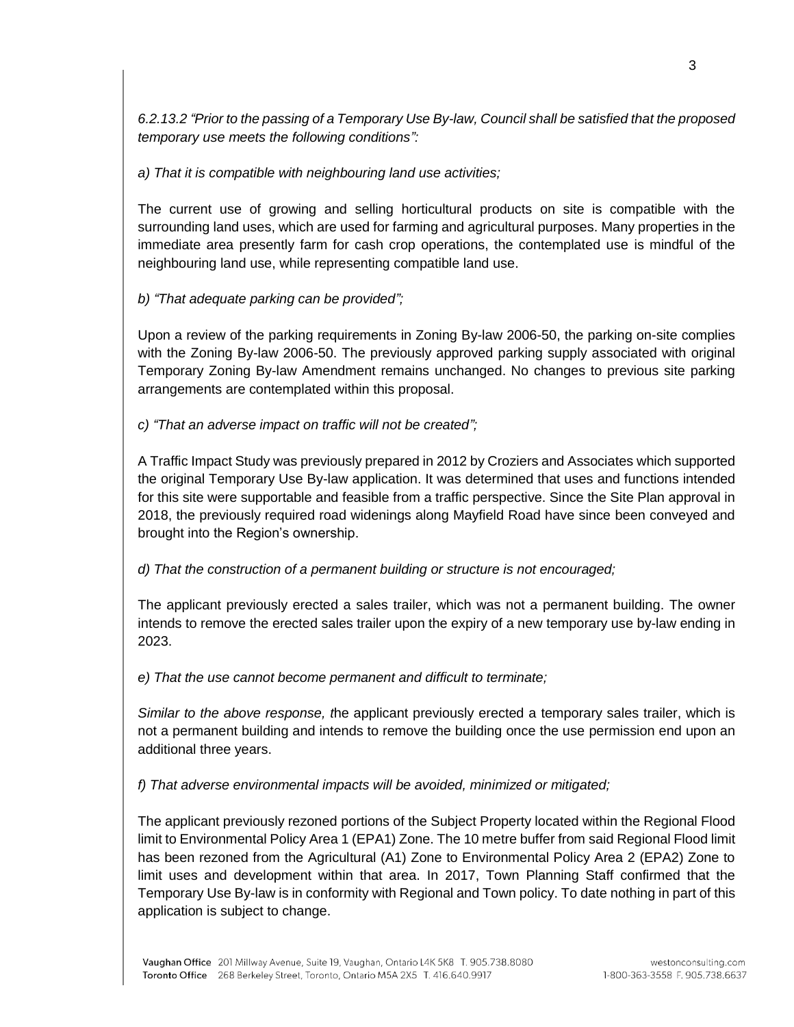*6.2.13.2 "Prior to the passing of a Temporary Use By-law, Council shall be satisfied that the proposed temporary use meets the following conditions":*

*a) That it is compatible with neighbouring land use activities;*

The current use of growing and selling horticultural products on site is compatible with the surrounding land uses, which are used for farming and agricultural purposes. Many properties in the immediate area presently farm for cash crop operations, the contemplated use is mindful of the neighbouring land use, while representing compatible land use.

*b) "That adequate parking can be provided";*

Upon a review of the parking requirements in Zoning By-law 2006-50, the parking on-site complies with the Zoning By-law 2006-50. The previously approved parking supply associated with original Temporary Zoning By-law Amendment remains unchanged. No changes to previous site parking arrangements are contemplated within this proposal.

*c) "That an adverse impact on traffic will not be created";*

A Traffic Impact Study was previously prepared in 2012 by Croziers and Associates which supported the original Temporary Use By-law application. It was determined that uses and functions intended for this site were supportable and feasible from a traffic perspective. Since the Site Plan approval in 2018, the previously required road widenings along Mayfield Road have since been conveyed and brought into the Region's ownership.

*d) That the construction of a permanent building or structure is not encouraged;*

The applicant previously erected a sales trailer, which was not a permanent building. The owner intends to remove the erected sales trailer upon the expiry of a new temporary use by-law ending in 2023.

*e) That the use cannot become permanent and difficult to terminate;*

*Similar to the above response, t*he applicant previously erected a temporary sales trailer, which is not a permanent building and intends to remove the building once the use permission end upon an additional three years.

*f) That adverse environmental impacts will be avoided, minimized or mitigated;*

The applicant previously rezoned portions of the Subject Property located within the Regional Flood limit to Environmental Policy Area 1 (EPA1) Zone. The 10 metre buffer from said Regional Flood limit has been rezoned from the Agricultural (A1) Zone to Environmental Policy Area 2 (EPA2) Zone to limit uses and development within that area. In 2017, Town Planning Staff confirmed that the Temporary Use By-law is in conformity with Regional and Town policy. To date nothing in part of this application is subject to change.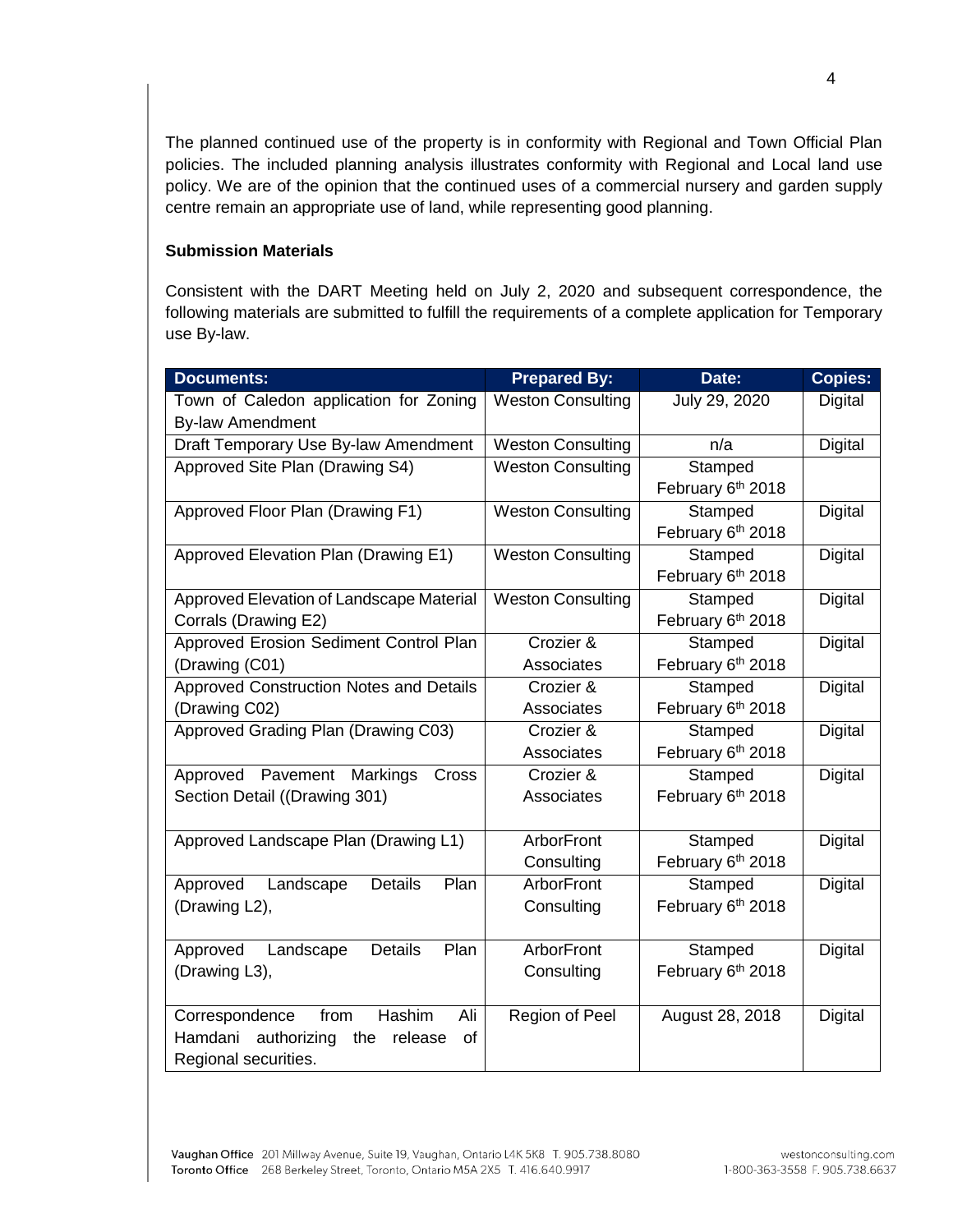The planned continued use of the property is in conformity with Regional and Town Official Plan policies. The included planning analysis illustrates conformity with Regional and Local land use policy. We are of the opinion that the continued uses of a commercial nursery and garden supply centre remain an appropriate use of land, while representing good planning.

**Submission Materials**

Consistent with the DART Meeting held on July 2, 2020 and subsequent correspondence, the following materials are submitted to fulfill the requirements of a complete application for Temporary use By-law.

| Documents: | Prepared By: | Date: | Copies: |
|---|---|---|---|
| Town of Caledon application for Zoning By-law Amendment | Weston Consulting | July 29, 2020 | Digital |
| Draft Temporary Use By-law Amendment | Weston Consulting | n/a | Digital |
| Approved Site Plan (Drawing S4) | Weston Consulting | Stamped February 6th 2018 | |
| Approved Floor Plan (Drawing F1) | Weston Consulting | Stamped February 6th 2018 | Digital |
| Approved Elevation Plan (Drawing E1) | Weston Consulting | Stamped February 6th 2018 | Digital |
| Approved Elevation of Landscape Material Corrals (Drawing E2) | Weston Consulting | Stamped February 6th 2018 | Digital |
| Approved Erosion Sediment Control Plan (Drawing (C01) | Crozier & Associates | Stamped February 6th 2018 | Digital |
| Approved Construction Notes and Details (Drawing C02) | Crozier & Associates | Stamped February 6th 2018 | Digital |
| Approved Grading Plan (Drawing C03) | Crozier & Associates | Stamped February 6th 2018 | Digital |
| Approved Pavement Markings Cross Section Detail ((Drawing 301) | Crozier & Associates | Stamped February 6th 2018 | Digital |
| Approved Landscape Plan (Drawing L1) | ArborFront Consulting | Stamped February 6th 2018 | Digital |
| Approved Landscape Details Plan (Drawing L2), | ArborFront Consulting | Stamped February 6th 2018 | Digital |
| Approved Landscape Details Plan (Drawing L3), | ArborFront Consulting | Stamped February 6th 2018 | Digital |
| Correspondence from Hashim Ali Hamdani authorizing the release of Regional securities. | Region of Peel | August 28, 2018 | Digital |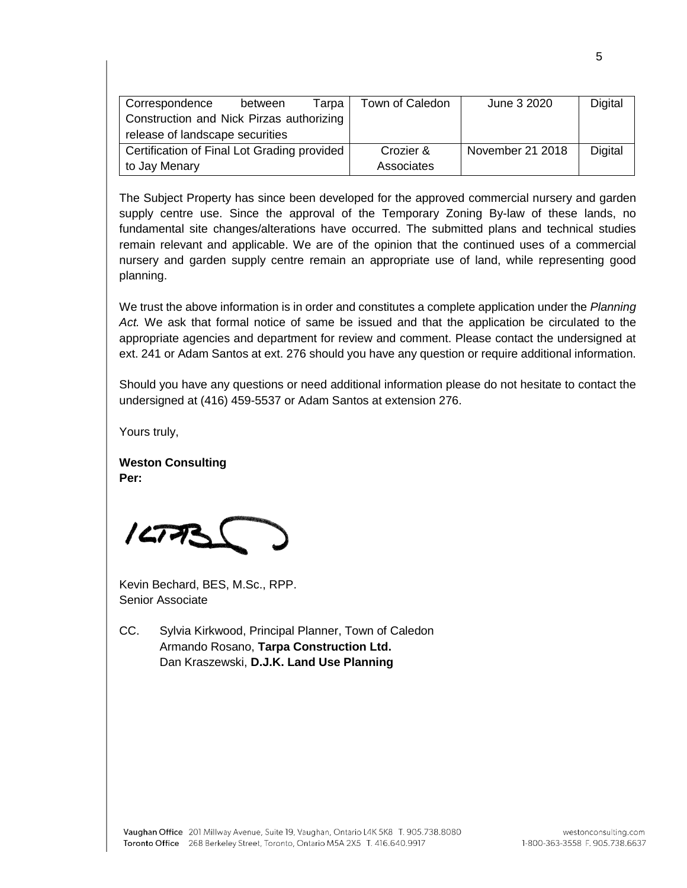| | | | |
|---|---|---|---|
| Correspondence between Tarpa Construction and Nick Pirzas authorizing release of landscape securities | Town of Caledon | June 3 2020 | Digital |
| Certification of Final Lot Grading provided to Jay Menary | Crozier & Associates | November 21 2018 | Digital |

The Subject Property has since been developed for the approved commercial nursery and garden supply centre use. Since the approval of the Temporary Zoning By-law of these lands, no fundamental site changes/alterations have occurred. The submitted plans and technical studies remain relevant and applicable. We are of the opinion that the continued uses of a commercial nursery and garden supply centre remain an appropriate use of land, while representing good planning.

We trust the above information is in order and constitutes a complete application under the *Planning Act.* We ask that formal notice of same be issued and that the application be circulated to the appropriate agencies and department for review and comment. Please contact the undersigned at ext. 241 or Adam Santos at ext. 276 should you have any question or require additional information.

Should you have any questions or need additional information please do not hesitate to contact the undersigned at (416) 459-5537 or Adam Santos at extension 276.

Yours truly,

**Weston Consulting**
**Per:**

Kevin Bechard, BES, M.Sc., RPP.
Senior Associate

CC. Sylvia Kirkwood, Principal Planner, Town of Caledon
Armando Rosano, **Tarpa Construction Ltd.**
Dan Kraszewski, **D.J.K. Land Use Planning**